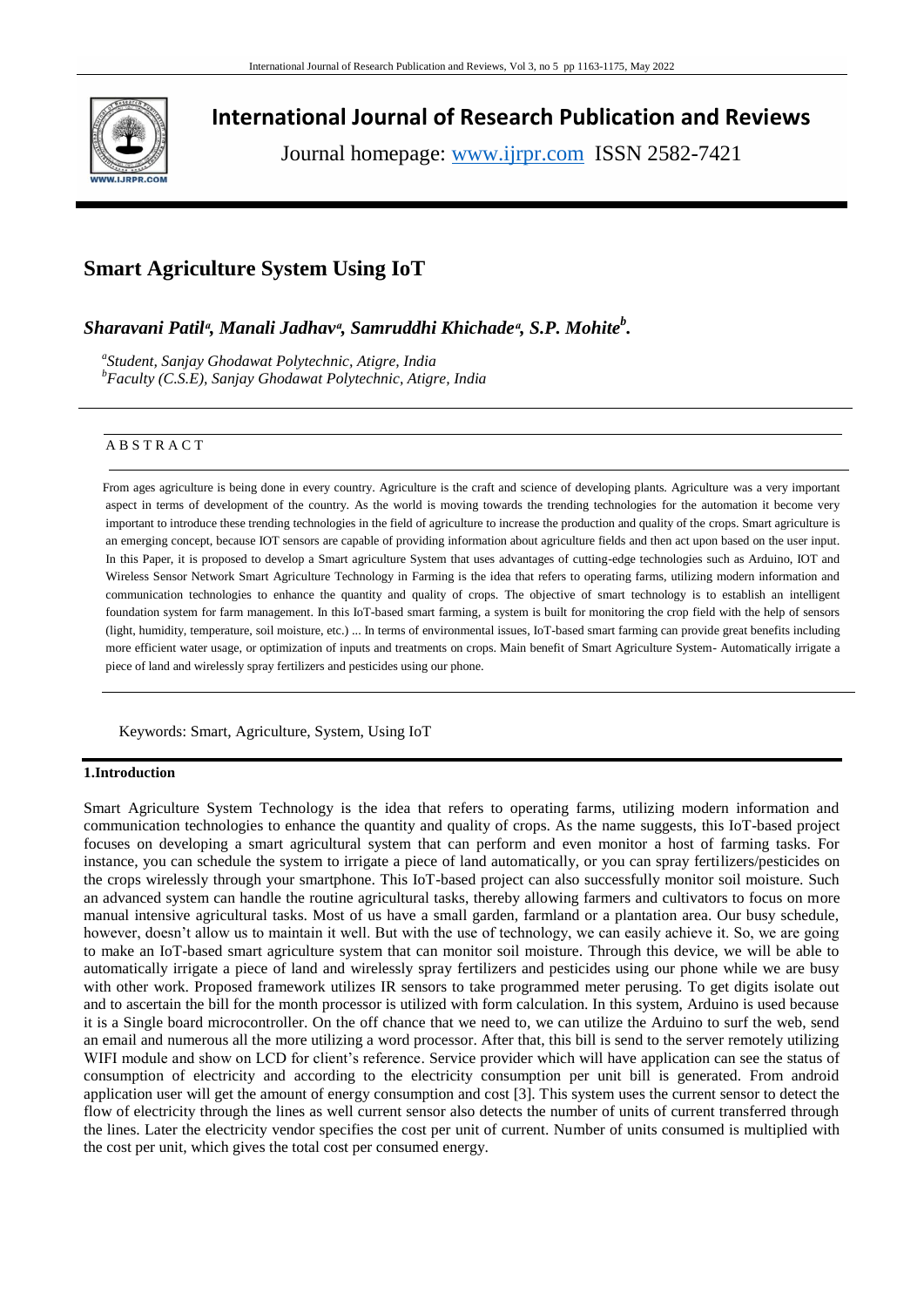# International Journal of Research Publication and Reviews

Journal homepage: www.ijrpr.com ISSN 2582-7421

## Smart Agriculture System Using IoT

***Sharavani Patil[a], Manali Jadhav[a], Samruddhi Khichade[a], S.P. Mohite[b].***

*[a]Student, Sanjay Ghodawat Polytechnic, Atigre, India*
*[b]Faculty (C.S.E), Sanjay Ghodawat Polytechnic, Atigre, India*

A B S T R A C T

From ages agriculture is being done in every country. Agriculture is the craft and science of developing plants. Agriculture was a very important aspect in terms of development of the country. As the world is moving towards the trending technologies for the automation it become very important to introduce these trending technologies in the field of agriculture to increase the production and quality of the crops. Smart agriculture is an emerging concept, because IOT sensors are capable of providing information about agriculture fields and then act upon based on the user input. In this Paper, it is proposed to develop a Smart agriculture System that uses advantages of cutting-edge technologies such as Arduino, IOT and Wireless Sensor Network Smart Agriculture Technology in Farming is the idea that refers to operating farms, utilizing modern information and communication technologies to enhance the quantity and quality of crops. The objective of smart technology is to establish an intelligent foundation system for farm management. In this IoT-based smart farming, a system is built for monitoring the crop field with the help of sensors (light, humidity, temperature, soil moisture, etc.) ... In terms of environmental issues, IoT-based smart farming can provide great benefits including more efficient water usage, or optimization of inputs and treatments on crops. Main benefit of Smart Agriculture System- Automatically irrigate a piece of land and wirelessly spray fertilizers and pesticides using our phone.

Keywords: Smart, Agriculture, System, Using IoT

### 1.Introduction

Smart Agriculture System Technology is the idea that refers to operating farms, utilizing modern information and communication technologies to enhance the quantity and quality of crops. As the name suggests, this IoT-based project focuses on developing a smart agricultural system that can perform and even monitor a host of farming tasks. For instance, you can schedule the system to irrigate a piece of land automatically, or you can spray fertilizers/pesticides on the crops wirelessly through your smartphone. This IoT-based project can also successfully monitor soil moisture. Such an advanced system can handle the routine agricultural tasks, thereby allowing farmers and cultivators to focus on more manual intensive agricultural tasks. Most of us have a small garden, farmland or a plantation area. Our busy schedule, however, doesn't allow us to maintain it well. But with the use of technology, we can easily achieve it. So, we are going to make an IoT-based smart agriculture system that can monitor soil moisture. Through this device, we will be able to automatically irrigate a piece of land and wirelessly spray fertilizers and pesticides using our phone while we are busy with other work. Proposed framework utilizes IR sensors to take programmed meter perusing. To get digits isolate out and to ascertain the bill for the month processor is utilized with form calculation. In this system, Arduino is used because it is a Single board microcontroller. On the off chance that we need to, we can utilize the Arduino to surf the web, send an email and numerous all the more utilizing a word processor. After that, this bill is send to the server remotely utilizing WIFI module and show on LCD for client's reference. Service provider which will have application can see the status of consumption of electricity and according to the electricity consumption per unit bill is generated. From android application user will get the amount of energy consumption and cost [3]. This system uses the current sensor to detect the flow of electricity through the lines as well current sensor also detects the number of units of current transferred through the lines. Later the electricity vendor specifies the cost per unit of current. Number of units consumed is multiplied with the cost per unit, which gives the total cost per consumed energy.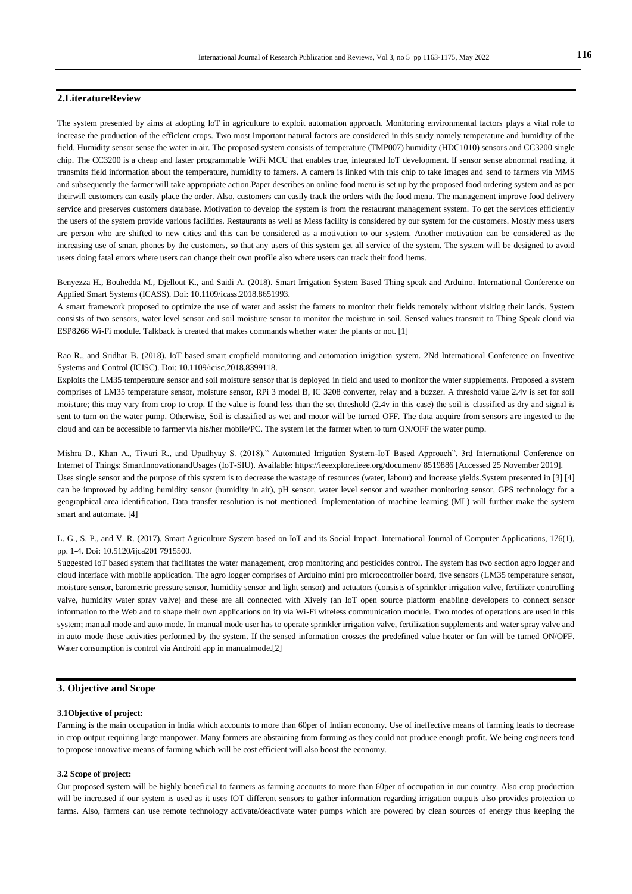## 2.LiteratureReview

The system presented by aims at adopting IoT in agriculture to exploit automation approach. Monitoring environmental factors plays a vital role to increase the production of the efficient crops. Two most important natural factors are considered in this study namely temperature and humidity of the field. Humidity sensor sense the water in air. The proposed system consists of temperature (TMP007) humidity (HDC1010) sensors and CC3200 single chip. The CC3200 is a cheap and faster programmable WiFi MCU that enables true, integrated IoT development. If sensor sense abnormal reading, it transmits field information about the temperature, humidity to famers. A camera is linked with this chip to take images and send to farmers via MMS and subsequently the farmer will take appropriate action.Paper describes an online food menu is set up by the proposed food ordering system and as per theirwill customers can easily place the order. Also, customers can easily track the orders with the food menu. The management improve food delivery service and preserves customers database. Motivation to develop the system is from the restaurant management system. To get the services efficiently the users of the system provide various facilities. Restaurants as well as Mess facility is considered by our system for the customers. Mostly mess users are person who are shifted to new cities and this can be considered as a motivation to our system. Another motivation can be considered as the increasing use of smart phones by the customers, so that any users of this system get all service of the system. The system will be designed to avoid users doing fatal errors where users can change their own profile also where users can track their food items.

Benyezza H., Bouhedda M., Djellout K., and Saidi A. (2018). Smart Irrigation System Based Thing speak and Arduino. International Conference on Applied Smart Systems (ICASS). Doi: 10.1109/icass.2018.8651993.

A smart framework proposed to optimize the use of water and assist the famers to monitor their fields remotely without visiting their lands. System consists of two sensors, water level sensor and soil moisture sensor to monitor the moisture in soil. Sensed values transmit to Thing Speak cloud via ESP8266 Wi-Fi module. Talkback is created that makes commands whether water the plants or not. [1]

Rao R., and Sridhar B. (2018). IoT based smart cropfield monitoring and automation irrigation system. 2Nd International Conference on Inventive Systems and Control (ICISC). Doi: 10.1109/icisc.2018.8399118.

Exploits the LM35 temperature sensor and soil moisture sensor that is deployed in field and used to monitor the water supplements. Proposed a system comprises of LM35 temperature sensor, moisture sensor, RPi 3 model B, IC 3208 converter, relay and a buzzer. A threshold value 2.4v is set for soil moisture; this may vary from crop to crop. If the value is found less than the set threshold (2.4v in this case) the soil is classified as dry and signal is sent to turn on the water pump. Otherwise, Soil is classified as wet and motor will be turned OFF. The data acquire from sensors are ingested to the cloud and can be accessible to farmer via his/her mobile/PC. The system let the farmer when to turn ON/OFF the water pump.

Mishra D., Khan A., Tiwari R., and Upadhyay S. (2018)." Automated Irrigation System-IoT Based Approach". 3rd International Conference on Internet of Things: SmartInnovationandUsages (IoT-SIU). Available: https://ieeexplore.ieee.org/document/ 8519886 [Accessed 25 November 2019].

Uses single sensor and the purpose of this system is to decrease the wastage of resources (water, labour) and increase yields.System presented in [3] [4] can be improved by adding humidity sensor (humidity in air), pH sensor, water level sensor and weather monitoring sensor, GPS technology for a geographical area identification. Data transfer resolution is not mentioned. Implementation of machine learning (ML) will further make the system smart and automate. [4]

L. G., S. P., and V. R. (2017). Smart Agriculture System based on IoT and its Social Impact. International Journal of Computer Applications, 176(1), pp. 1-4. Doi: 10.5120/ijca201 7915500.

Suggested IoT based system that facilitates the water management, crop monitoring and pesticides control. The system has two section agro logger and cloud interface with mobile application. The agro logger comprises of Arduino mini pro microcontroller board, five sensors (LM35 temperature sensor, moisture sensor, barometric pressure sensor, humidity sensor and light sensor) and actuators (consists of sprinkler irrigation valve, fertilizer controlling valve, humidity water spray valve) and these are all connected with Xively (an IoT open source platform enabling developers to connect sensor information to the Web and to shape their own applications on it) via Wi-Fi wireless communication module. Two modes of operations are used in this system; manual mode and auto mode. In manual mode user has to operate sprinkler irrigation valve, fertilization supplements and water spray valve and in auto mode these activities performed by the system. If the sensed information crosses the predefined value heater or fan will be turned ON/OFF. Water consumption is control via Android app in manualmode.[2]

## 3. Objective and Scope

### 3.1Objective of project:

Farming is the main occupation in India which accounts to more than 60per of Indian economy. Use of ineffective means of farming leads to decrease in crop output requiring large manpower. Many farmers are abstaining from farming as they could not produce enough profit. We being engineers tend to propose innovative means of farming which will be cost efficient will also boost the economy.

### 3.2 Scope of project:

Our proposed system will be highly beneficial to farmers as farming accounts to more than 60per of occupation in our country. Also crop production will be increased if our system is used as it uses IOT different sensors to gather information regarding irrigation outputs also provides protection to farms. Also, farmers can use remote technology activate/deactivate water pumps which are powered by clean sources of energy thus keeping the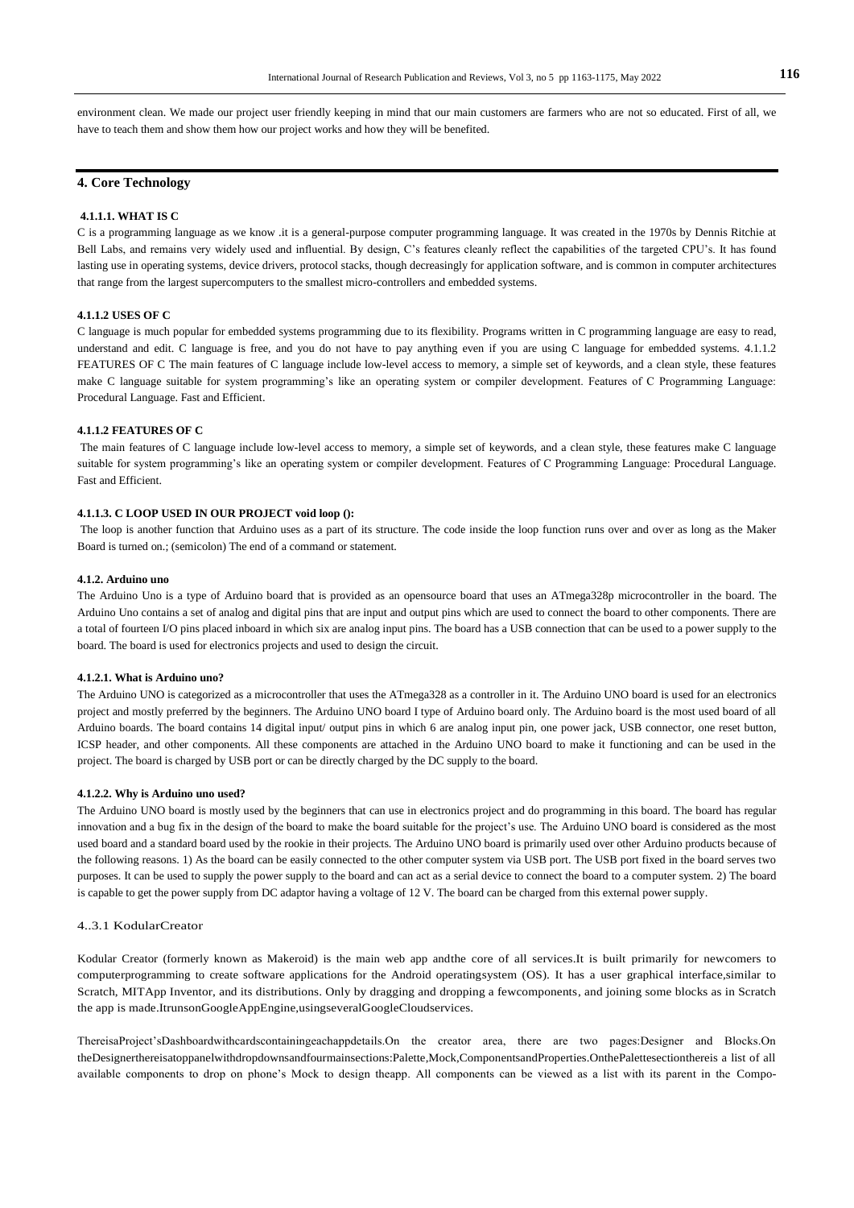environment clean. We made our project user friendly keeping in mind that our main customers are farmers who are not so educated. First of all, we have to teach them and show them how our project works and how they will be benefited.

## 4. Core Technology

#### 4.1.1.1. WHAT IS C

C is a programming language as we know .it is a general-purpose computer programming language. It was created in the 1970s by Dennis Ritchie at Bell Labs, and remains very widely used and influential. By design, C's features cleanly reflect the capabilities of the targeted CPU's. It has found lasting use in operating systems, device drivers, protocol stacks, though decreasingly for application software, and is common in computer architectures that range from the largest supercomputers to the smallest micro-controllers and embedded systems.

#### 4.1.1.2 USES OF C

C language is much popular for embedded systems programming due to its flexibility. Programs written in C programming language are easy to read, understand and edit. C language is free, and you do not have to pay anything even if you are using C language for embedded systems. 4.1.1.2 FEATURES OF C The main features of C language include low-level access to memory, a simple set of keywords, and a clean style, these features make C language suitable for system programming's like an operating system or compiler development. Features of C Programming Language: Procedural Language. Fast and Efficient.

#### 4.1.1.2 FEATURES OF C

The main features of C language include low-level access to memory, a simple set of keywords, and a clean style, these features make C language suitable for system programming's like an operating system or compiler development. Features of C Programming Language: Procedural Language. Fast and Efficient.

#### 4.1.1.3. C LOOP USED IN OUR PROJECT void loop ():

The loop is another function that Arduino uses as a part of its structure. The code inside the loop function runs over and over as long as the Maker Board is turned on.; (semicolon) The end of a command or statement.

#### 4.1.2. Arduino uno

The Arduino Uno is a type of Arduino board that is provided as an opensource board that uses an ATmega328p microcontroller in the board. The Arduino Uno contains a set of analog and digital pins that are input and output pins which are used to connect the board to other components. There are a total of fourteen I/O pins placed inboard in which six are analog input pins. The board has a USB connection that can be used to a power supply to the board. The board is used for electronics projects and used to design the circuit.

#### 4.1.2.1. What is Arduino uno?

The Arduino UNO is categorized as a microcontroller that uses the ATmega328 as a controller in it. The Arduino UNO board is used for an electronics project and mostly preferred by the beginners. The Arduino UNO board I type of Arduino board only. The Arduino board is the most used board of all Arduino boards. The board contains 14 digital input/ output pins in which 6 are analog input pin, one power jack, USB connector, one reset button, ICSP header, and other components. All these components are attached in the Arduino UNO board to make it functioning and can be used in the project. The board is charged by USB port or can be directly charged by the DC supply to the board.

#### 4.1.2.2. Why is Arduino uno used?

The Arduino UNO board is mostly used by the beginners that can use in electronics project and do programming in this board. The board has regular innovation and a bug fix in the design of the board to make the board suitable for the project's use. The Arduino UNO board is considered as the most used board and a standard board used by the rookie in their projects. The Arduino UNO board is primarily used over other Arduino products because of the following reasons. 1) As the board can be easily connected to the other computer system via USB port. The USB port fixed in the board serves two purposes. It can be used to supply the power supply to the board and can act as a serial device to connect the board to a computer system. 2) The board is capable to get the power supply from DC adaptor having a voltage of 12 V. The board can be charged from this external power supply.

#### 4..3.1 KodularCreator

Kodular Creator (formerly known as Makeroid) is the main web app andthe core of all services.It is built primarily for newcomers to computerprogramming to create software applications for the Android operatingsystem (OS). It has a user graphical interface,similar to Scratch, MITApp Inventor, and its distributions. Only by dragging and dropping a fewcomponents, and joining some blocks as in Scratch the app is made.ItrunsonGoogleAppEngine,usingseveralGoogleCloudservices.

ThereisaProject'sDashboardwithcardscontainingeachappdetails.On the creator area, there are two pages:Designer and Blocks.On theDesignerthereisatoppanelwithdropdownsandfourmainsections:Palette,Mock,ComponentsandProperties.OnthePalettesectionthereis a list of all available components to drop on phone's Mock to design theapp. All components can be viewed as a list with its parent in the Compo-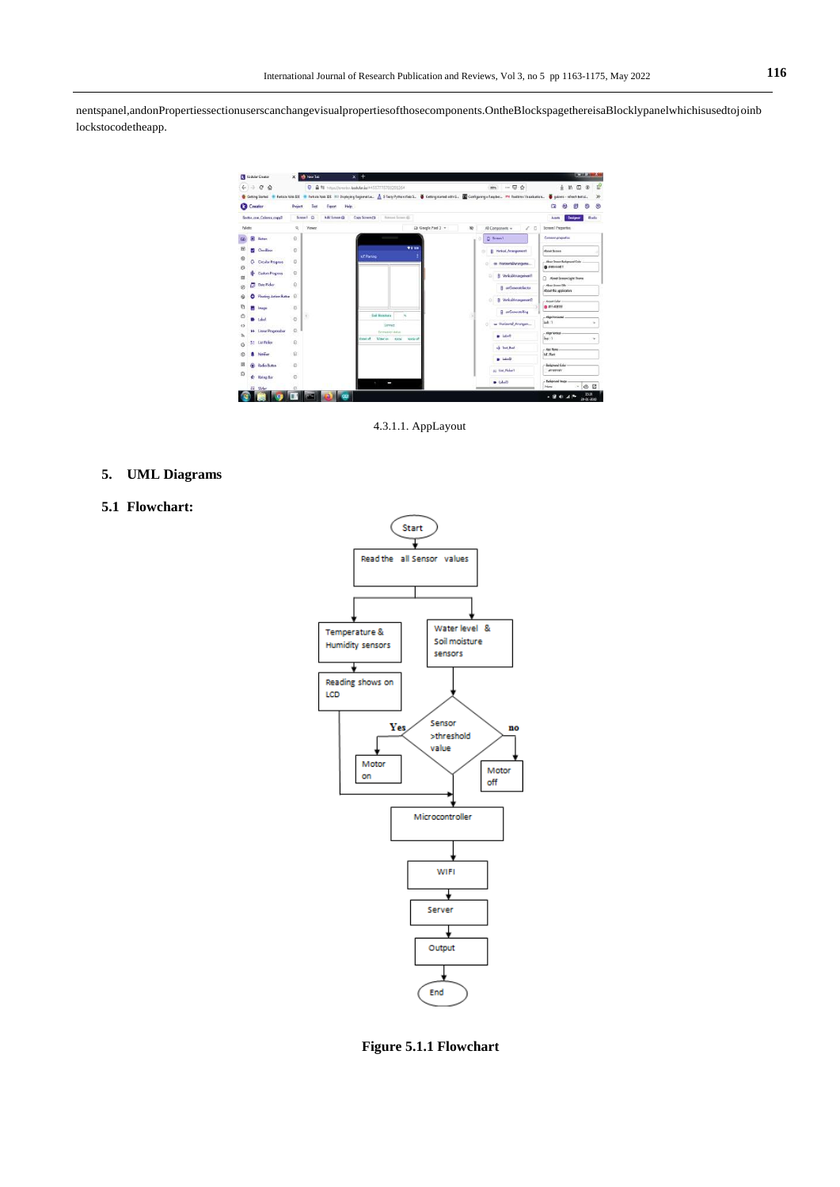nentspanel,andonPropertiessectionuserscanchangevisualpropertiesofthosecomponents.OntheBlockspagethereisaBlocklypanelwhichisusedtojoinb lockstocodetheapp.

4.3.1.1. AppLayout

## 5. UML Diagrams

### 5.1 Flowchart:

**Figure 5.1.1 Flowchart**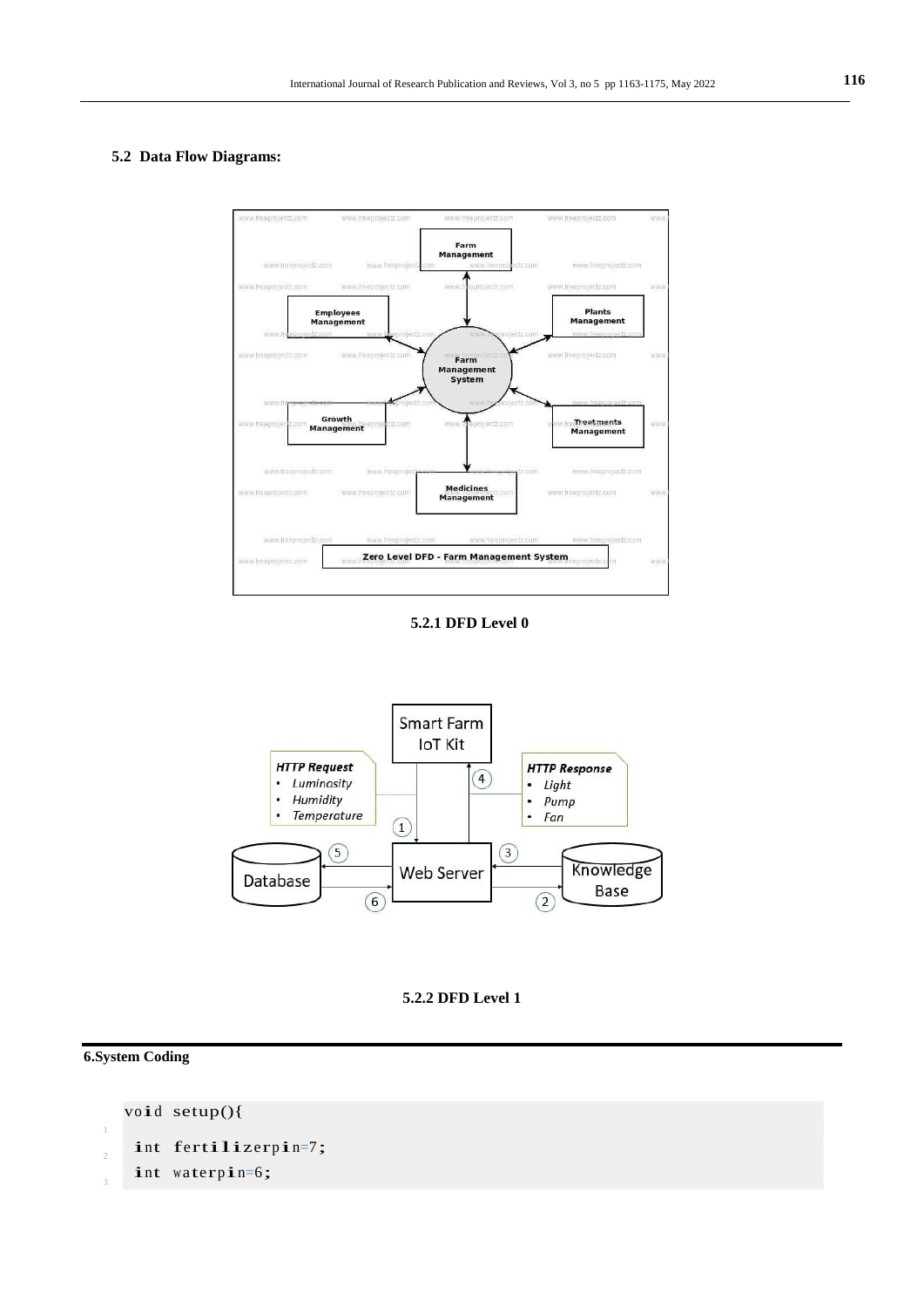### 5.2 Data Flow Diagrams:

5.2.1 DFD Level 0

5.2.2 DFD Level 1

## 6.System Coding

```
void setup(){
 int fertilizerpin=7;
 int waterpin=6;
```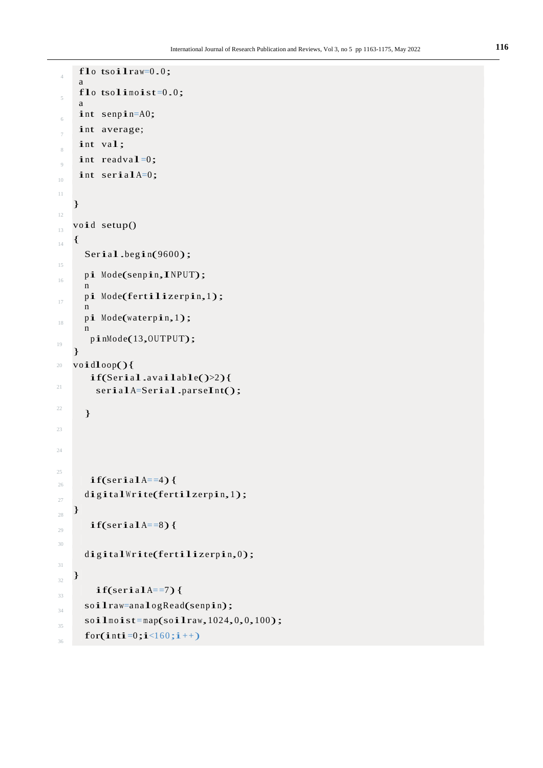```
flo tsoilraw=0.0;
a
flo tsolimoist=0.0;
a
int senpin=A0;
int average;
int val;
int readval=0;
int serialA=0;

}

void setup()
{
  Serial.begin(9600);

  pi Mode(senpin,INPUT);
  n
  pi Mode(fertilizerpin,1);
  n
  pi Mode(waterpin,1);
  n
   pinMode(13,OUTPUT);
}
voidloop(){
   if(Serial.available()>2){
    serialA=Serial.parseInt();

  }



   if(serialA==4){
  digitalWrite(fertilzerpin,1);
}
   if(serialA==8){

  digitalWrite(fertilizerpin,0);

}
    if(serialA==7){
  soilraw=analogRead(senpin);
  soilmoist=map(soilraw,1024,0,0,100);
  for(inti=0;i<160;i++)
```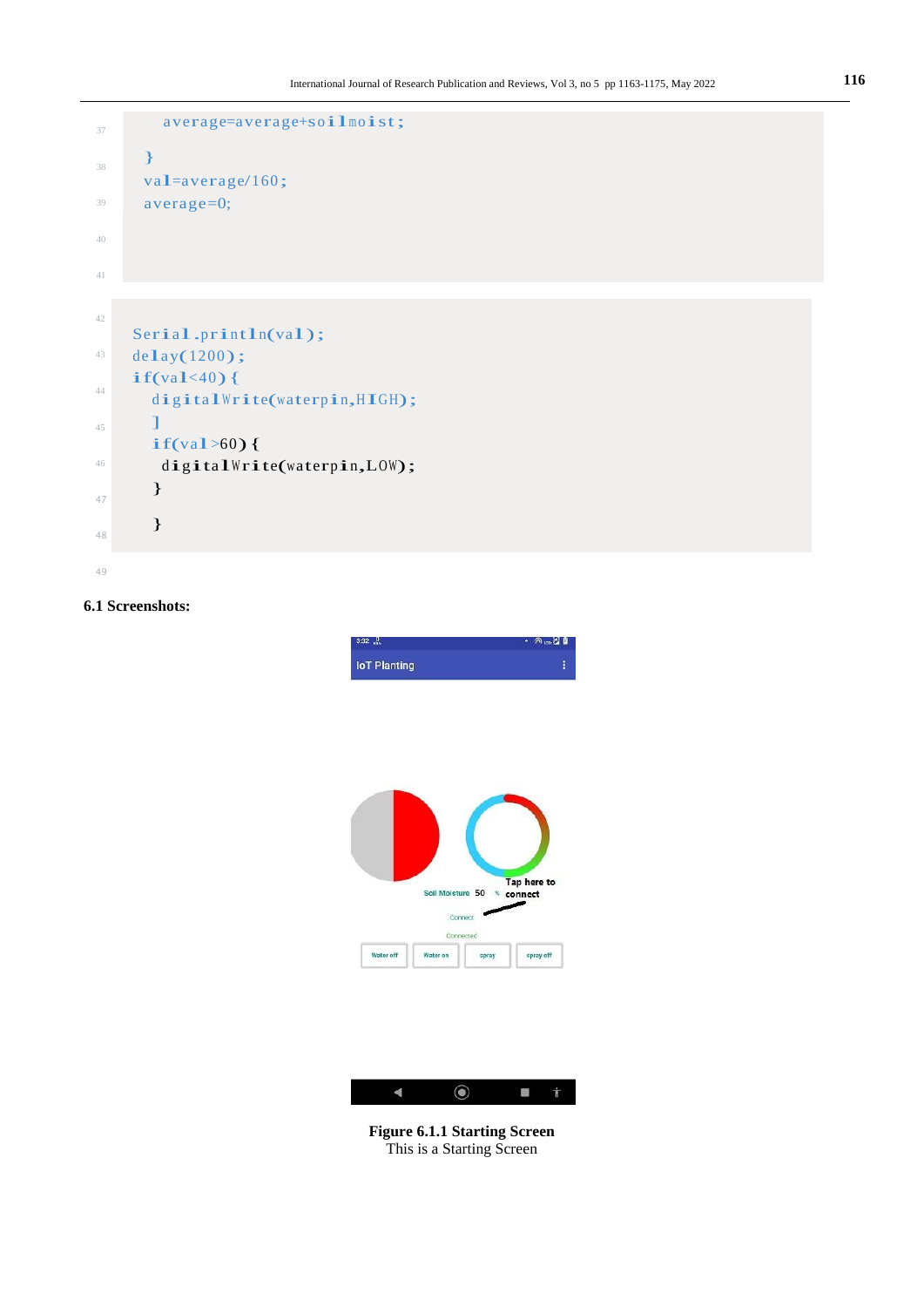```
    average=average+soilmoist;
  }
  val=average/160;
  average=0;


Serial.println(val);
delay(1200);
if(val<40){
  digitalWrite(waterpin,HIGH);
  ]
  if(val>60){
   digitalWrite(waterpin,LOW);
  }

  }
```

### 6.1 Screenshots:

**Figure 6.1.1 Starting Screen**

This is a Starting Screen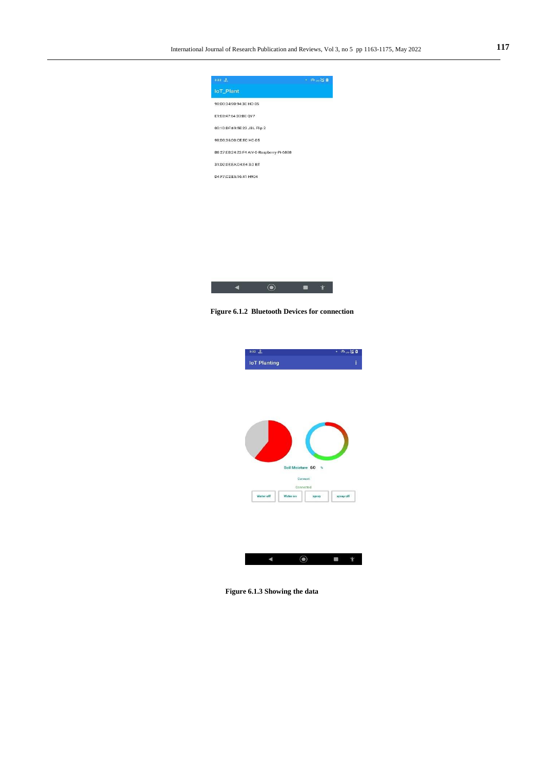Figure 6.1.2 Bluetooth Devices for connection

Figure 6.1.3 Showing the data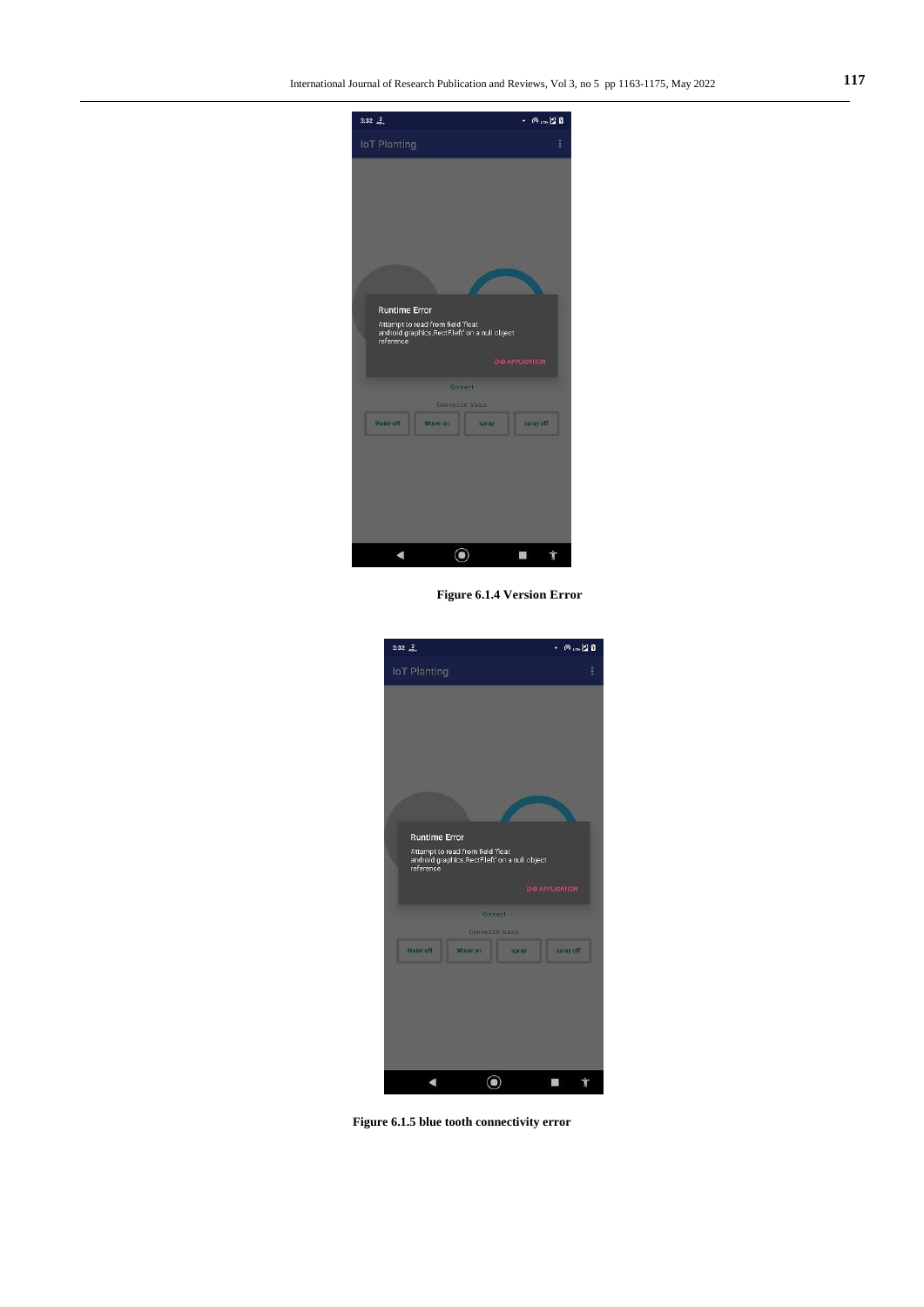Figure 6.1.4 Version Error

Figure 6.1.5 blue tooth connectivity error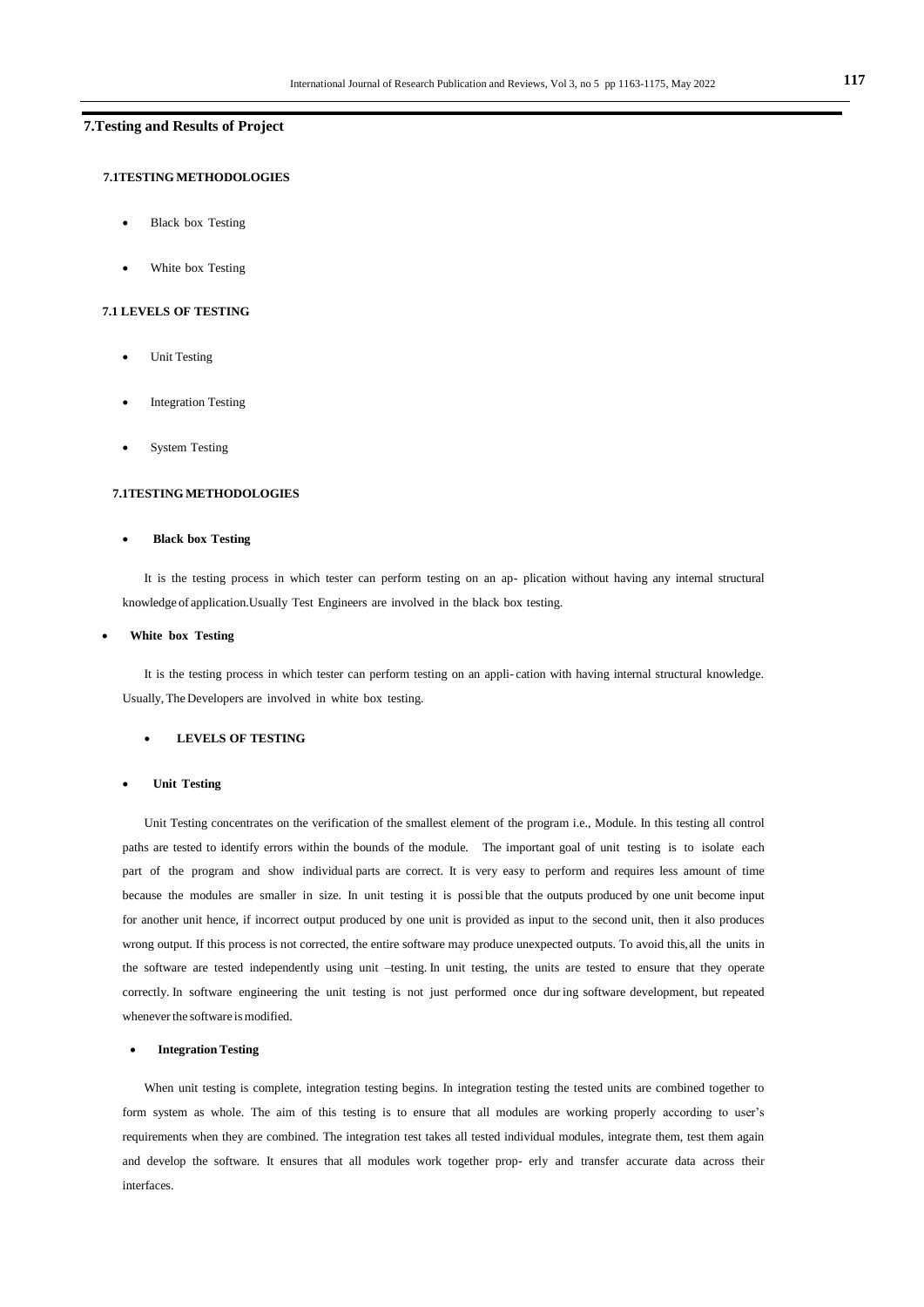## 7.Testing and Results of Project

### 7.1TESTING METHODOLOGIES

- Black box Testing
- White box Testing

### 7.1 LEVELS OF TESTING

- Unit Testing
- Integration Testing
- System Testing

### 7.1TESTING METHODOLOGIES

- **Black box Testing**

It is the testing process in which tester can perform testing on an ap- plication without having any internal structural knowledge of application.Usually Test Engineers are involved in the black box testing.

- **White box Testing**

It is the testing process in which tester can perform testing on an appli- cation with having internal structural knowledge. Usually, The Developers are involved in white box testing.

- **LEVELS OF TESTING**

- **Unit Testing**

Unit Testing concentrates on the verification of the smallest element of the program i.e., Module. In this testing all control paths are tested to identify errors within the bounds of the module. The important goal of unit testing is to isolate each part of the program and show individual parts are correct. It is very easy to perform and requires less amount of time because the modules are smaller in size. In unit testing it is possi ble that the outputs produced by one unit become input for another unit hence, if incorrect output produced by one unit is provided as input to the second unit, then it also produces wrong output. If this process is not corrected, the entire software may produce unexpected outputs. To avoid this, all the units in the software are tested independently using unit –testing. In unit testing, the units are tested to ensure that they operate correctly. In software engineering the unit testing is not just performed once dur ing software development, but repeated whenever the software is modified.

- **Integration Testing**

When unit testing is complete, integration testing begins. In integration testing the tested units are combined together to form system as whole. The aim of this testing is to ensure that all modules are working properly according to user's requirements when they are combined. The integration test takes all tested individual modules, integrate them, test them again and develop the software. It ensures that all modules work together prop- erly and transfer accurate data across their interfaces.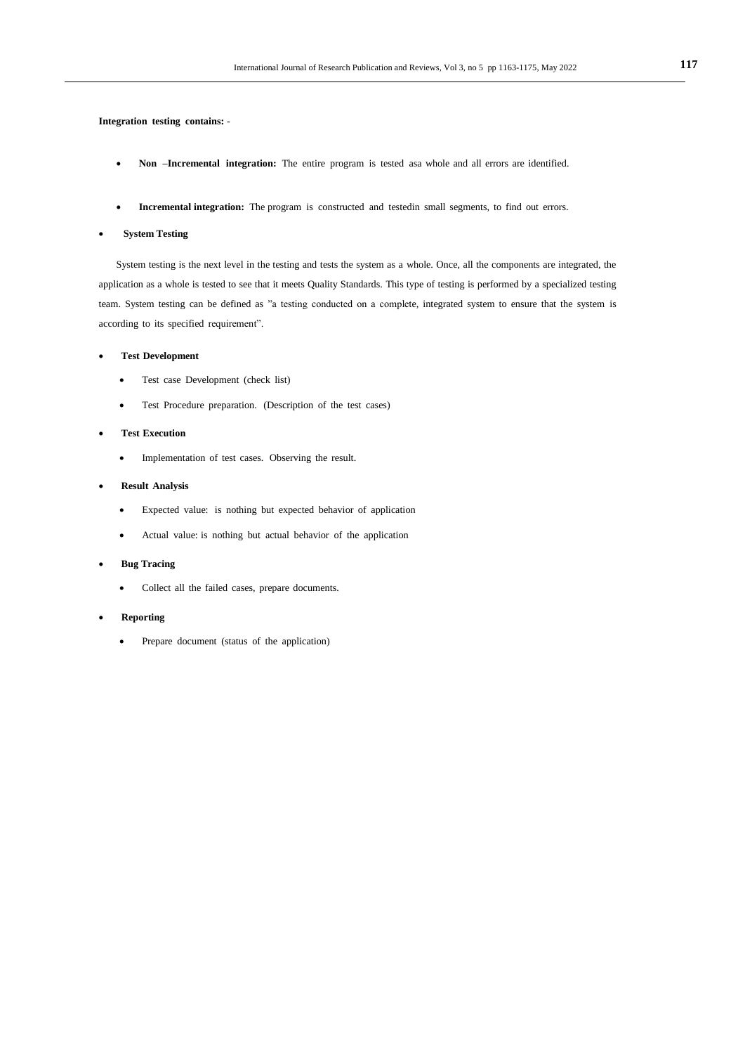**Integration testing contains:** -

- **Non –Incremental integration:** The entire program is tested asa whole and all errors are identified.
- **Incremental integration:** The program is constructed and testedin small segments, to find out errors.

- **System Testing**

System testing is the next level in the testing and tests the system as a whole. Once, all the components are integrated, the application as a whole is tested to see that it meets Quality Standards. This type of testing is performed by a specialized testing team. System testing can be defined as "a testing conducted on a complete, integrated system to ensure that the system is according to its specified requirement".

- **Test Development**
  - Test case Development (check list)
  - Test Procedure preparation. (Description of the test cases)
- **Test Execution**
  - Implementation of test cases. Observing the result.
- **Result Analysis**
  - Expected value: is nothing but expected behavior of application
  - Actual value: is nothing but actual behavior of the application
- **Bug Tracing**
  - Collect all the failed cases, prepare documents.
- **Reporting**
  - Prepare document (status of the application)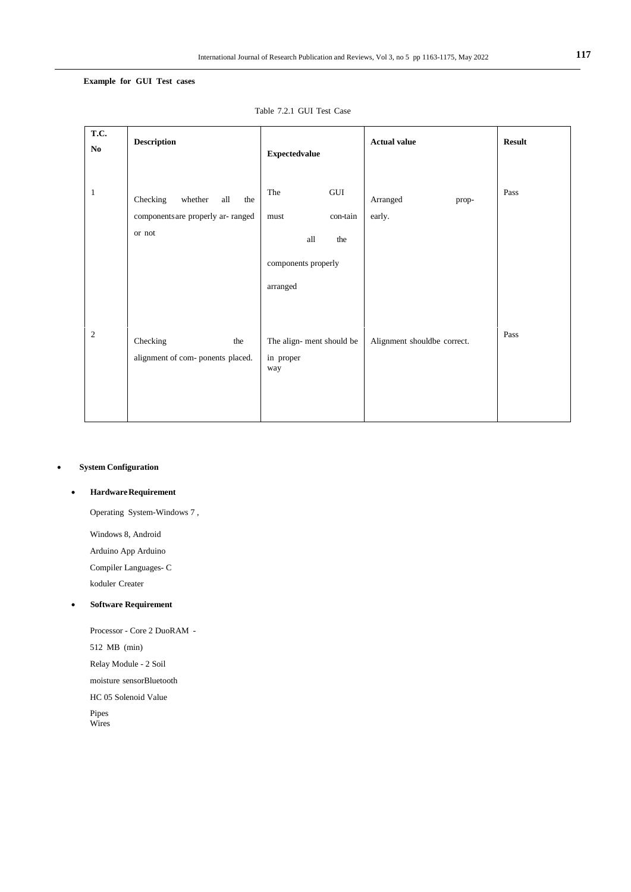**Example for GUI Test cases**

Table 7.2.1 GUI Test Case

| T.C. No | Description | Expectedvalue | Actual value | Result |
|---|---|---|---|---|
| 1 | Checking whether all the componentsare properly ar- ranged or not | The GUI must con-tain all the components properly arranged | Arranged prop- early. | Pass |
| 2 | Checking the alignment of com- ponents placed. | The align- ment should be in proper way | Alignment shouldbe correct. | Pass |

- **System Configuration**
  - **HardwareRequirement**

    Operating System-Windows 7 ,

    Windows 8, Android

    Arduino App Arduino

    Compiler Languages- C

    koduler Creater

  - **Software Requirement**

    Processor - Core 2 DuoRAM -

    512 MB (min)

    Relay Module - 2 Soil

    moisture sensorBluetooth

    HC 05 Solenoid Value

    Pipes

    Wires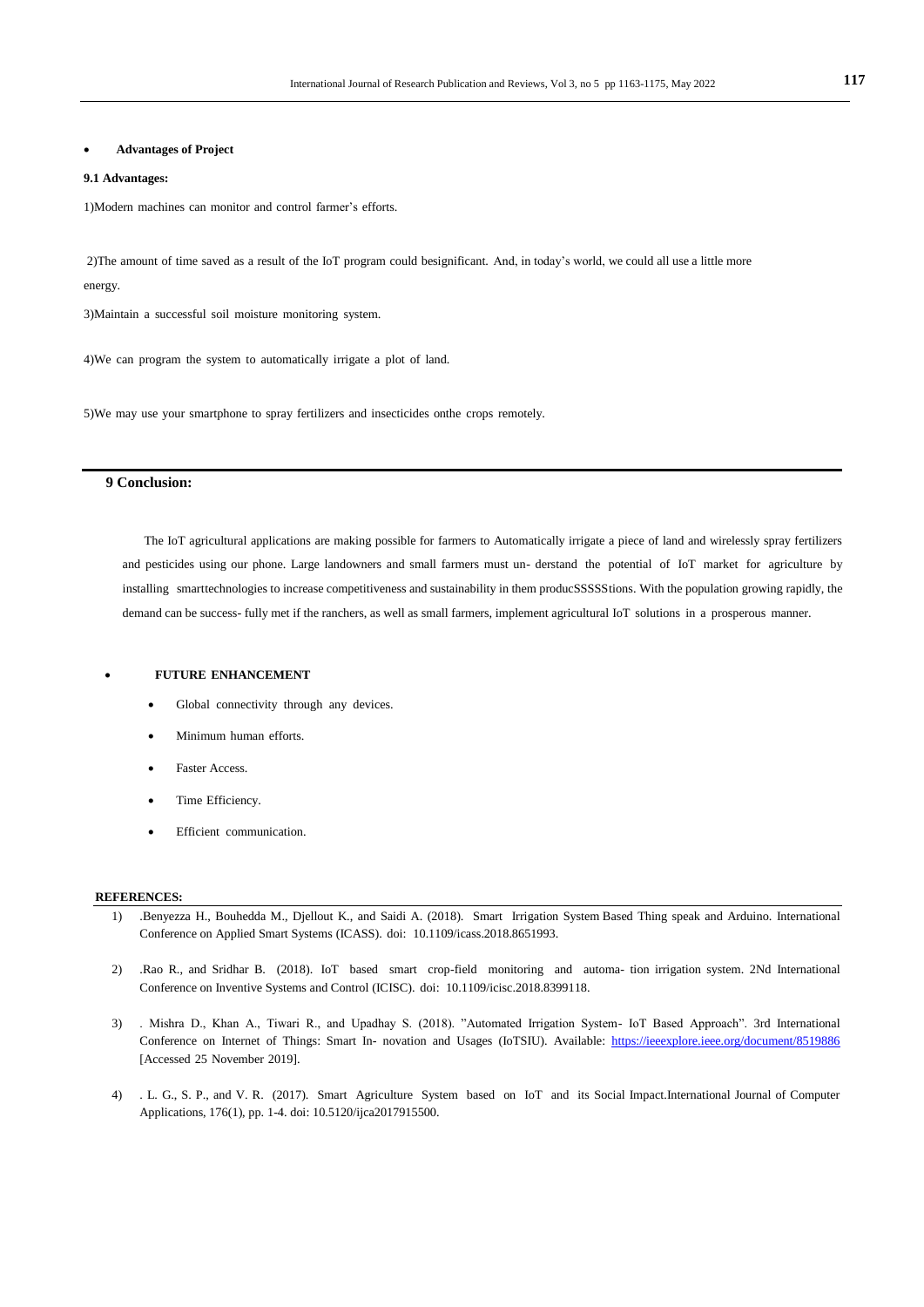- **Advantages of Project**

**9.1 Advantages:**

1)Modern machines can monitor and control farmer's efforts.

2)The amount of time saved as a result of the IoT program could besignificant. And, in today's world, we could all use a little more energy.

3)Maintain a successful soil moisture monitoring system.

4)We can program the system to automatically irrigate a plot of land.

5)We may use your smartphone to spray fertilizers and insecticides onthe crops remotely.

## 9 Conclusion:

The IoT agricultural applications are making possible for farmers to Automatically irrigate a piece of land and wirelessly spray fertilizers and pesticides using our phone. Large landowners and small farmers must un- derstand the potential of IoT market for agriculture by installing smarttechnologies to increase competitiveness and sustainability in them producSSSSStions. With the population growing rapidly, the demand can be success- fully met if the ranchers, as well as small farmers, implement agricultural IoT solutions in a prosperous manner.

- **FUTURE ENHANCEMENT**
  - Global connectivity through any devices.
  - Minimum human efforts.
  - Faster Access.
  - Time Efficiency.
  - Efficient communication.

**REFERENCES:**

1) .Benyezza H., Bouhedda M., Djellout K., and Saidi A. (2018). Smart Irrigation System Based Thing speak and Arduino. International Conference on Applied Smart Systems (ICASS). doi: 10.1109/icass.2018.8651993.

2) .Rao R., and Sridhar B. (2018). IoT based smart crop-field monitoring and automa- tion irrigation system. 2Nd International Conference on Inventive Systems and Control (ICISC). doi: 10.1109/icisc.2018.8399118.

3) . Mishra D., Khan A., Tiwari R., and Upadhay S. (2018). "Automated Irrigation System- IoT Based Approach". 3rd International Conference on Internet of Things: Smart In- novation and Usages (IoTSIU). Available: https://ieeexplore.ieee.org/document/8519886 [Accessed 25 November 2019].

4) . L. G., S. P., and V. R. (2017). Smart Agriculture System based on IoT and its Social Impact.International Journal of Computer Applications, 176(1), pp. 1-4. doi: 10.5120/ijca2017915500.